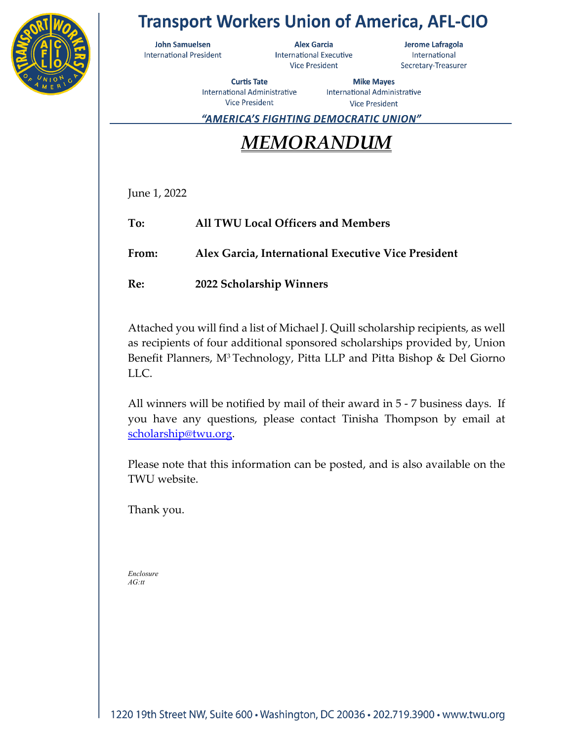# Transport Workers Union of America, AFL-CIO

**John Samuelsen**
International President

**Alex Garcia**
International Executive Vice President

**Jerome Lafragola**
International Secretary-Treasurer

**Curtis Tate**
International Administrative Vice President

**Mike Mayes**
International Administrative Vice President

***"AMERICA'S FIGHTING DEMOCRATIC UNION"***

## *MEMORANDUM*

June 1, 2022

**To:** **All TWU Local Officers and Members**

**From:** **Alex Garcia, International Executive Vice President**

**Re:** **2022 Scholarship Winners**

Attached you will find a list of Michael J. Quill scholarship recipients, as well as recipients of four additional sponsored scholarships provided by, Union Benefit Planners, $M^3$ Technology, Pitta LLP and Pitta Bishop & Del Giorno LLC.

All winners will be notified by mail of their award in 5 - 7 business days. If you have any questions, please contact Tinisha Thompson by email at scholarship@twu.org.

Please note that this information can be posted, and is also available on the TWU website.

Thank you.

*Enclosure*
*AG:tt*

1220 19th Street NW, Suite 600 • Washington, DC 20036 • 202.719.3900 • www.twu.org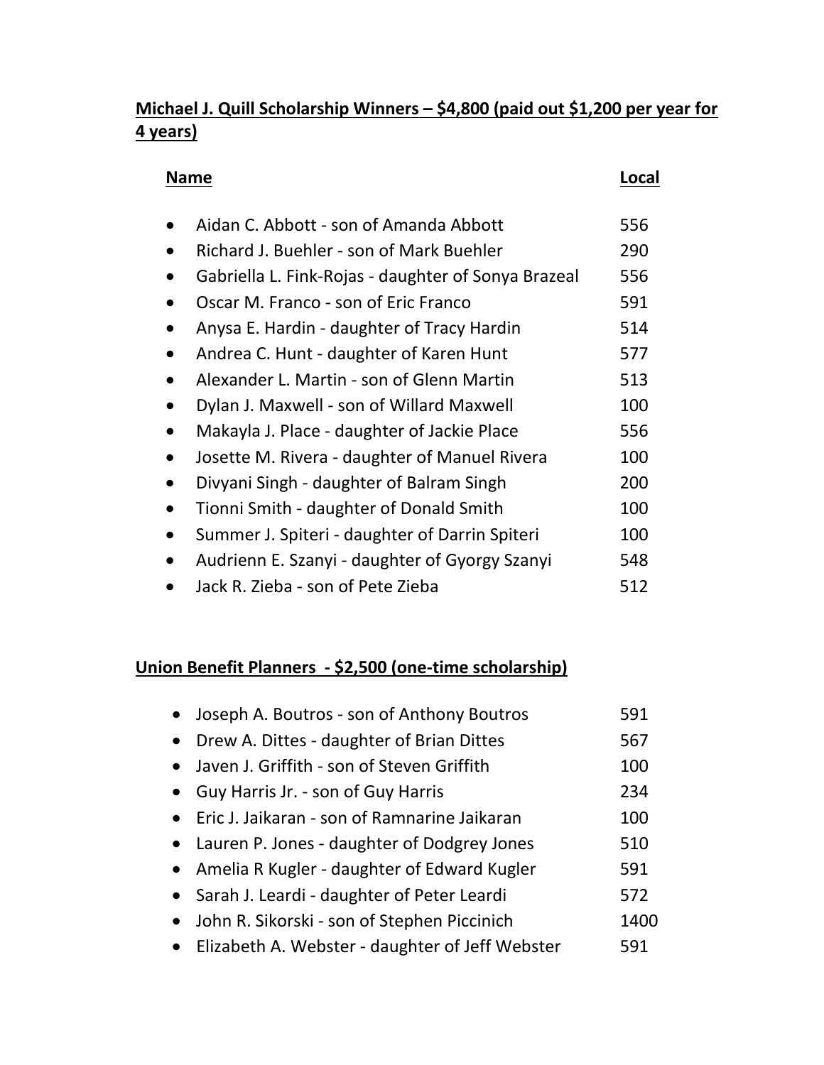**Michael J. Quill Scholarship Winners – $4,800 (paid out $1,200 per year for 4 years)**

| Name | Local |
|---|---|
| Aidan C. Abbott - son of Amanda Abbott | 556 |
| Richard J. Buehler - son of Mark Buehler | 290 |
| Gabriella L. Fink-Rojas - daughter of Sonya Brazeal | 556 |
| Oscar M. Franco - son of Eric Franco | 591 |
| Anysa E. Hardin - daughter of Tracy Hardin | 514 |
| Andrea C. Hunt - daughter of Karen Hunt | 577 |
| Alexander L. Martin - son of Glenn Martin | 513 |
| Dylan J. Maxwell - son of Willard Maxwell | 100 |
| Makayla J. Place - daughter of Jackie Place | 556 |
| Josette M. Rivera - daughter of Manuel Rivera | 100 |
| Divyani Singh - daughter of Balram Singh | 200 |
| Tionni Smith - daughter of Donald Smith | 100 |
| Summer J. Spiteri - daughter of Darrin Spiteri | 100 |
| Audrienn E. Szanyi - daughter of Gyorgy Szanyi | 548 |
| Jack R. Zieba - son of Pete Zieba | 512 |

**Union Benefit Planners - $2,500 (one-time scholarship)**

| Name | Local |
|---|---|
| Joseph A. Boutros - son of Anthony Boutros | 591 |
| Drew A. Dittes - daughter of Brian Dittes | 567 |
| Javen J. Griffith - son of Steven Griffith | 100 |
| Guy Harris Jr. - son of Guy Harris | 234 |
| Eric J. Jaikaran - son of Ramnarine Jaikaran | 100 |
| Lauren P. Jones - daughter of Dodgrey Jones | 510 |
| Amelia R Kugler - daughter of Edward Kugler | 591 |
| Sarah J. Leardi - daughter of Peter Leardi | 572 |
| John R. Sikorski - son of Stephen Piccinich | 1400 |
| Elizabeth A. Webster - daughter of Jeff Webster | 591 |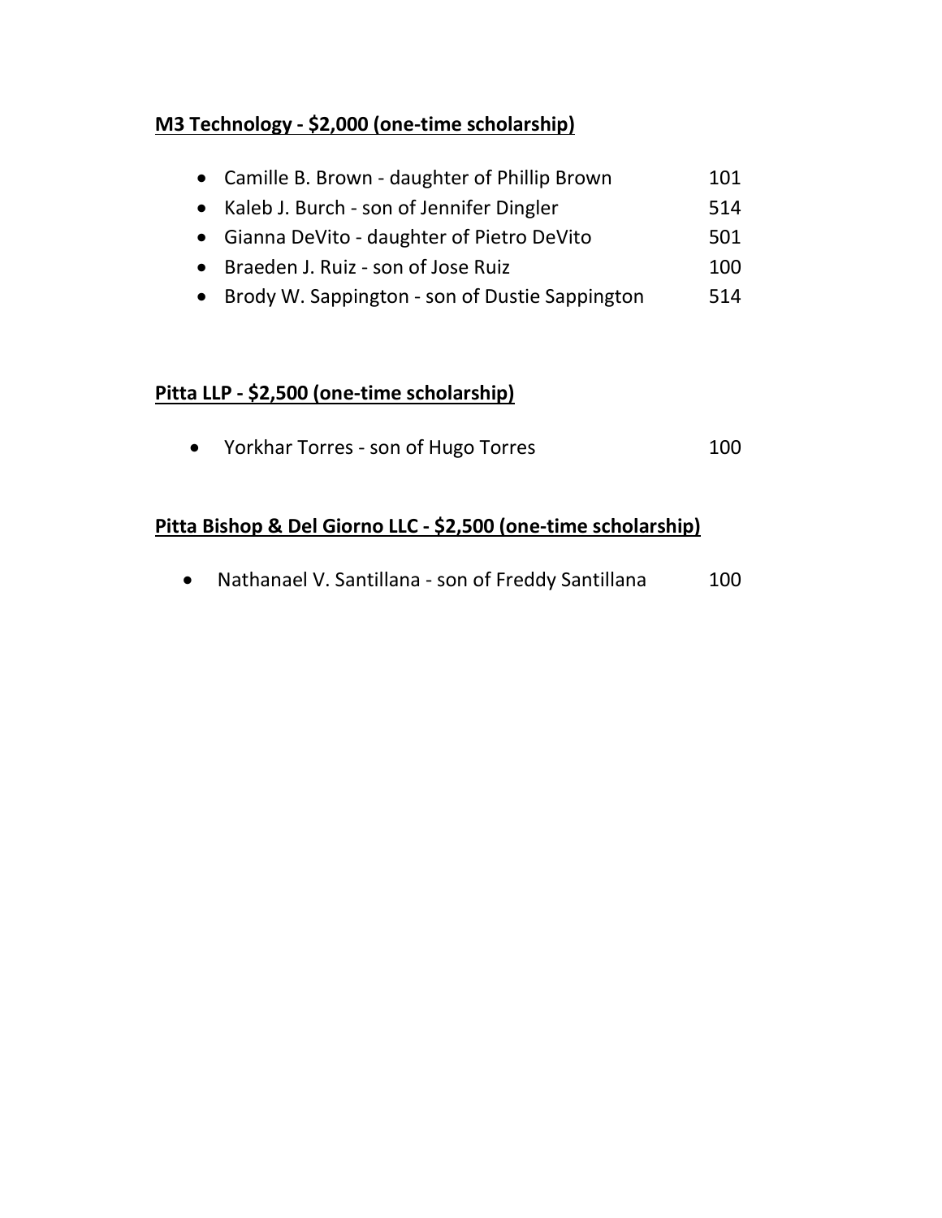**M3 Technology - $2,000 (one-time scholarship)**

- Camille B. Brown - daughter of Phillip Brown 101
- Kaleb J. Burch - son of Jennifer Dingler 514
- Gianna DeVito - daughter of Pietro DeVito 501
- Braeden J. Ruiz - son of Jose Ruiz 100
- Brody W. Sappington - son of Dustie Sappington 514

**Pitta LLP - $2,500 (one-time scholarship)**

- Yorkhar Torres - son of Hugo Torres 100

**Pitta Bishop & Del Giorno LLC - $2,500 (one-time scholarship)**

- Nathanael V. Santillana - son of Freddy Santillana 100